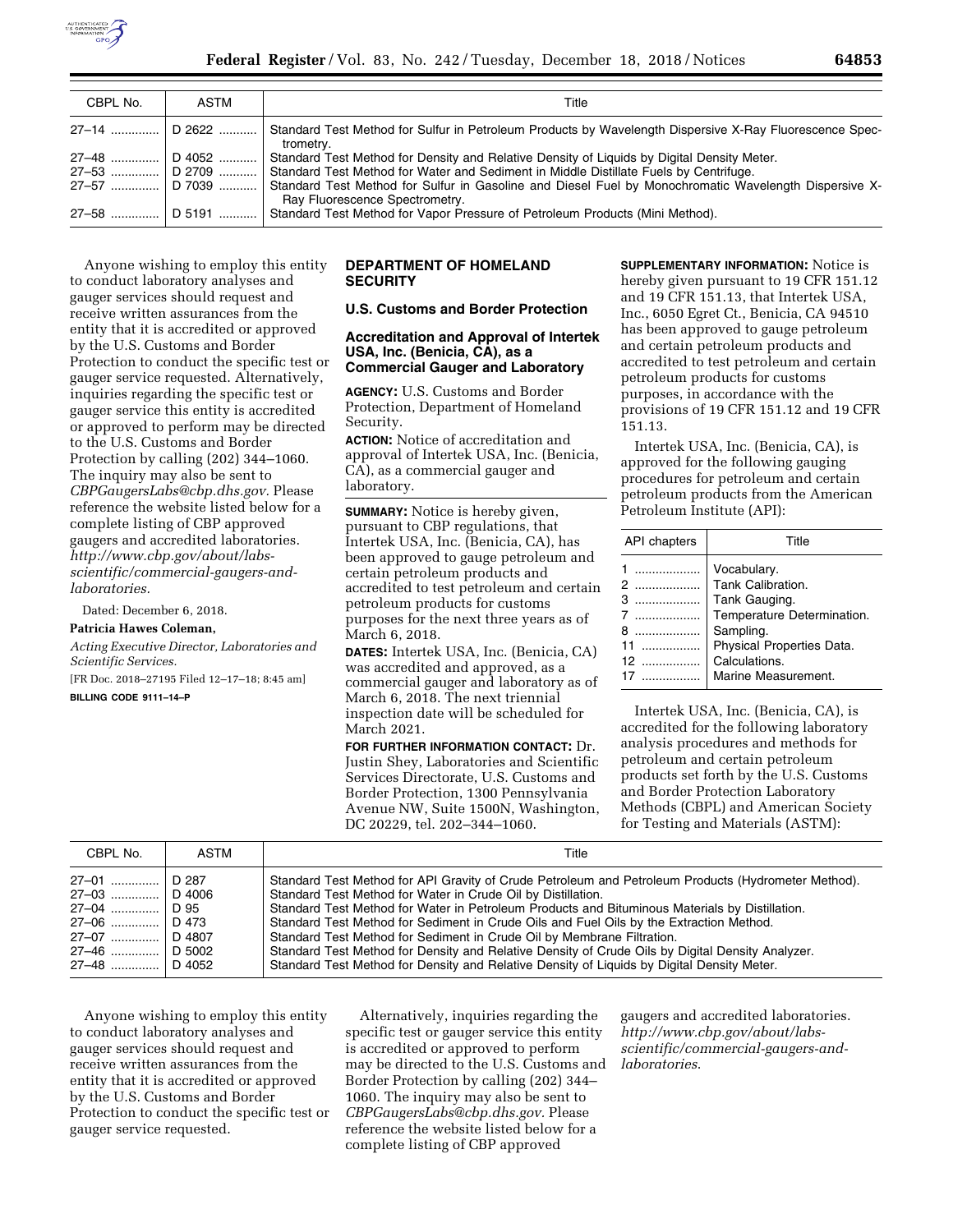| CBPL No. | ASTM | Title |
|---|---|---|
| 27–14 | D 2622 | Standard Test Method for Sulfur in Petroleum Products by Wavelength Dispersive X-Ray Fluorescence Spectrometry. |
| 27–48 | D 4052 | Standard Test Method for Density and Relative Density of Liquids by Digital Density Meter. |
| 27–53 | D 2709 | Standard Test Method for Water and Sediment in Middle Distillate Fuels by Centrifuge. |
| 27–57 | D 7039 | Standard Test Method for Sulfur in Gasoline and Diesel Fuel by Monochromatic Wavelength Dispersive X-Ray Fluorescence Spectrometry. |
| 27–58 | D 5191 | Standard Test Method for Vapor Pressure of Petroleum Products (Mini Method). |

Anyone wishing to employ this entity to conduct laboratory analyses and gauger services should request and receive written assurances from the entity that it is accredited or approved by the U.S. Customs and Border Protection to conduct the specific test or gauger service requested. Alternatively, inquiries regarding the specific test or gauger service this entity is accredited or approved to perform may be directed to the U.S. Customs and Border Protection by calling (202) 344–1060. The inquiry may also be sent to *CBPGaugersLabs@cbp.dhs.gov.* Please reference the website listed below for a complete listing of CBP approved gaugers and accredited laboratories. *http://www.cbp.gov/about/labs-scientific/commercial-gaugers-and-laboratories.*

Dated: December 6, 2018.

**Patricia Hawes Coleman,**

*Acting Executive Director, Laboratories and Scientific Services.*

[FR Doc. 2018–27195 Filed 12–17–18; 8:45 am]

**BILLING CODE 9111–14–P**

## DEPARTMENT OF HOMELAND SECURITY

### U.S. Customs and Border Protection

### Accreditation and Approval of Intertek USA, Inc. (Benicia, CA), as a Commercial Gauger and Laboratory

**AGENCY:** U.S. Customs and Border Protection, Department of Homeland Security.

**ACTION:** Notice of accreditation and approval of Intertek USA, Inc. (Benicia, CA), as a commercial gauger and laboratory.

**SUMMARY:** Notice is hereby given, pursuant to CBP regulations, that Intertek USA, Inc. (Benicia, CA), has been approved to gauge petroleum and certain petroleum products and accredited to test petroleum and certain petroleum products for customs purposes for the next three years as of March 6, 2018.

**DATES:** Intertek USA, Inc. (Benicia, CA) was accredited and approved, as a commercial gauger and laboratory as of March 6, 2018. The next triennial inspection date will be scheduled for March 2021.

**FOR FURTHER INFORMATION CONTACT:** Dr. Justin Shey, Laboratories and Scientific Services Directorate, U.S. Customs and Border Protection, 1300 Pennsylvania Avenue NW, Suite 1500N, Washington, DC 20229, tel. 202–344–1060.

**SUPPLEMENTARY INFORMATION:** Notice is hereby given pursuant to 19 CFR 151.12 and 19 CFR 151.13, that Intertek USA, Inc., 6050 Egret Ct., Benicia, CA 94510 has been approved to gauge petroleum and certain petroleum products and accredited to test petroleum and certain petroleum products for customs purposes, in accordance with the provisions of 19 CFR 151.12 and 19 CFR 151.13.

Intertek USA, Inc. (Benicia, CA), is approved for the following gauging procedures for petroleum and certain petroleum products from the American Petroleum Institute (API):

| API chapters | Title |
|---|---|
| 1 | Vocabulary. |
| 2 | Tank Calibration. |
| 3 | Tank Gauging. |
| 7 | Temperature Determination. |
| 8 | Sampling. |
| 11 | Physical Properties Data. |
| 12 | Calculations. |
| 17 | Marine Measurement. |

Intertek USA, Inc. (Benicia, CA), is accredited for the following laboratory analysis procedures and methods for petroleum and certain petroleum products set forth by the U.S. Customs and Border Protection Laboratory Methods (CBPL) and American Society for Testing and Materials (ASTM):

| CBPL No. | ASTM | Title |
|---|---|---|
| 27–01 | D 287 | Standard Test Method for API Gravity of Crude Petroleum and Petroleum Products (Hydrometer Method). |
| 27–03 | D 4006 | Standard Test Method for Water in Crude Oil by Distillation. |
| 27–04 | D 95 | Standard Test Method for Water in Petroleum Products and Bituminous Materials by Distillation. |
| 27–06 | D 473 | Standard Test Method for Sediment in Crude Oils and Fuel Oils by the Extraction Method. |
| 27–07 | D 4807 | Standard Test Method for Sediment in Crude Oil by Membrane Filtration. |
| 27–46 | D 5002 | Standard Test Method for Density and Relative Density of Crude Oils by Digital Density Analyzer. |
| 27–48 | D 4052 | Standard Test Method for Density and Relative Density of Liquids by Digital Density Meter. |

Anyone wishing to employ this entity to conduct laboratory analyses and gauger services should request and receive written assurances from the entity that it is accredited or approved by the U.S. Customs and Border Protection to conduct the specific test or gauger service requested.

Alternatively, inquiries regarding the specific test or gauger service this entity is accredited or approved to perform may be directed to the U.S. Customs and Border Protection by calling (202) 344–1060. The inquiry may also be sent to *CBPGaugersLabs@cbp.dhs.gov.* Please reference the website listed below for a complete listing of CBP approved gaugers and accredited laboratories. *http://www.cbp.gov/about/labs-scientific/commercial-gaugers-and-laboratories.*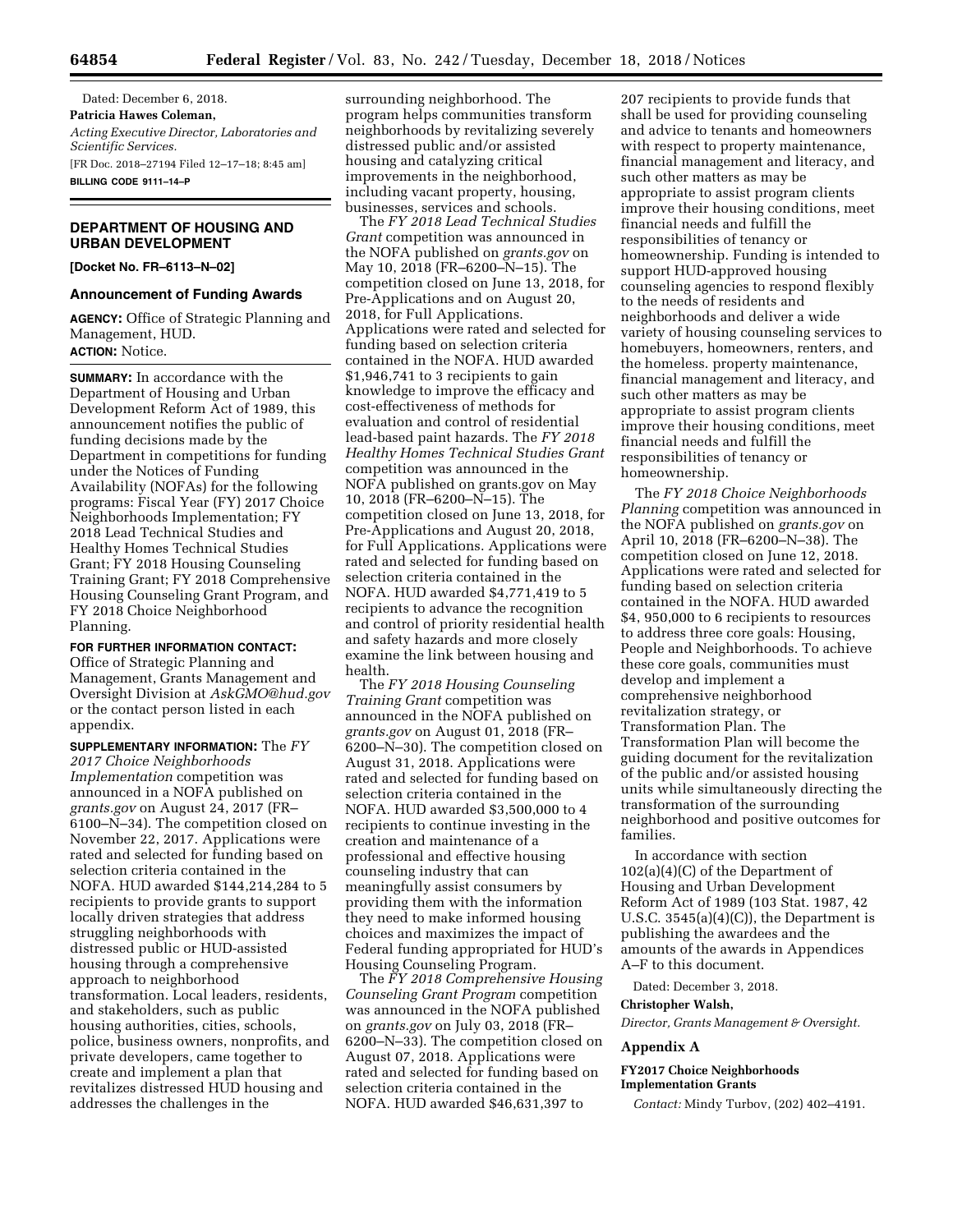Dated: December 6, 2018.

**Patricia Hawes Coleman,**

*Acting Executive Director, Laboratories and Scientific Services.*

[FR Doc. 2018–27194 Filed 12–17–18; 8:45 am]

**BILLING CODE 9111–14–P**

## DEPARTMENT OF HOUSING AND URBAN DEVELOPMENT

**[Docket No. FR–6113–N–02]**

### Announcement of Funding Awards

**AGENCY:** Office of Strategic Planning and Management, HUD.

**ACTION:** Notice.

**SUMMARY:** In accordance with the Department of Housing and Urban Development Reform Act of 1989, this announcement notifies the public of funding decisions made by the Department in competitions for funding under the Notices of Funding Availability (NOFAs) for the following programs: Fiscal Year (FY) 2017 Choice Neighborhoods Implementation; FY 2018 Lead Technical Studies and Healthy Homes Technical Studies Grant; FY 2018 Housing Counseling Training Grant; FY 2018 Comprehensive Housing Counseling Grant Program, and FY 2018 Choice Neighborhood Planning.

**FOR FURTHER INFORMATION CONTACT:** Office of Strategic Planning and Management, Grants Management and Oversight Division at *AskGMO@hud.gov* or the contact person listed in each appendix.

**SUPPLEMENTARY INFORMATION:** The *FY 2017 Choice Neighborhoods Implementation* competition was announced in a NOFA published on *grants.gov* on August 24, 2017 (FR–6100–N–34). The competition closed on November 22, 2017. Applications were rated and selected for funding based on selection criteria contained in the NOFA. HUD awarded $144,214,284 to 5 recipients to provide grants to support locally driven strategies that address struggling neighborhoods with distressed public or HUD-assisted housing through a comprehensive approach to neighborhood transformation. Local leaders, residents, and stakeholders, such as public housing authorities, cities, schools, police, business owners, nonprofits, and private developers, came together to create and implement a plan that revitalizes distressed HUD housing and addresses the challenges in the surrounding neighborhood. The program helps communities transform neighborhoods by revitalizing severely distressed public and/or assisted housing and catalyzing critical improvements in the neighborhood, including vacant property, housing, businesses, services and schools.

The *FY 2018 Lead Technical Studies Grant* competition was announced in the NOFA published on *grants.gov* on May 10, 2018 (FR–6200–N–15). The competition closed on June 13, 2018, for Pre-Applications and on August 20, 2018, for Full Applications. Applications were rated and selected for funding based on selection criteria contained in the NOFA. HUD awarded $1,946,741 to 3 recipients to gain knowledge to improve the efficacy and cost-effectiveness of methods for evaluation and control of residential lead-based paint hazards. The *FY 2018 Healthy Homes Technical Studies Grant* competition was announced in the NOFA published on grants.gov on May 10, 2018 (FR–6200–N–15). The competition closed on June 13, 2018, for Pre-Applications and August 20, 2018, for Full Applications. Applications were rated and selected for funding based on selection criteria contained in the NOFA. HUD awarded $4,771,419 to 5 recipients to advance the recognition and control of priority residential health and safety hazards and more closely examine the link between housing and health.

The *FY 2018 Housing Counseling Training Grant* competition was announced in the NOFA published on *grants.gov* on August 01, 2018 (FR–6200–N–30). The competition closed on August 31, 2018. Applications were rated and selected for funding based on selection criteria contained in the NOFA. HUD awarded $3,500,000 to 4 recipients to continue investing in the creation and maintenance of a professional and effective housing counseling industry that can meaningfully assist consumers by providing them with the information they need to make informed housing choices and maximizes the impact of Federal funding appropriated for HUD's Housing Counseling Program.

The *FY 2018 Comprehensive Housing Counseling Grant Program* competition was announced in the NOFA published on *grants.gov* on July 03, 2018 (FR–6200–N–33). The competition closed on August 07, 2018. Applications were rated and selected for funding based on selection criteria contained in the NOFA. HUD awarded $46,631,397 to 207 recipients to provide funds that shall be used for providing counseling and advice to tenants and homeowners with respect to property maintenance, financial management and literacy, and such other matters as may be appropriate to assist program clients improve their housing conditions, meet financial needs and fulfill the responsibilities of tenancy or homeownership. Funding is intended to support HUD-approved housing counseling agencies to respond flexibly to the needs of residents and neighborhoods and deliver a wide variety of housing counseling services to homebuyers, homeowners, renters, and the homeless. property maintenance, financial management and literacy, and such other matters as may be appropriate to assist program clients improve their housing conditions, meet financial needs and fulfill the responsibilities of tenancy or homeownership.

The *FY 2018 Choice Neighborhoods Planning* competition was announced in the NOFA published on *grants.gov* on April 10, 2018 (FR–6200–N–38). The competition closed on June 12, 2018. Applications were rated and selected for funding based on selection criteria contained in the NOFA. HUD awarded $4, 950,000 to 6 recipients to resources to address three core goals: Housing, People and Neighborhoods. To achieve these core goals, communities must develop and implement a comprehensive neighborhood revitalization strategy, or Transformation Plan. The Transformation Plan will become the guiding document for the revitalization of the public and/or assisted housing units while simultaneously directing the transformation of the surrounding neighborhood and positive outcomes for families.

In accordance with section 102(a)(4)(C) of the Department of Housing and Urban Development Reform Act of 1989 (103 Stat. 1987, 42 U.S.C. 3545(a)(4)(C)), the Department is publishing the awardees and the amounts of the awards in Appendices A–F to this document.

Dated: December 3, 2018.

**Christopher Walsh,**

*Director, Grants Management & Oversight.*

### Appendix A

#### FY2017 Choice Neighborhoods Implementation Grants

*Contact:* Mindy Turbov, (202) 402–4191.